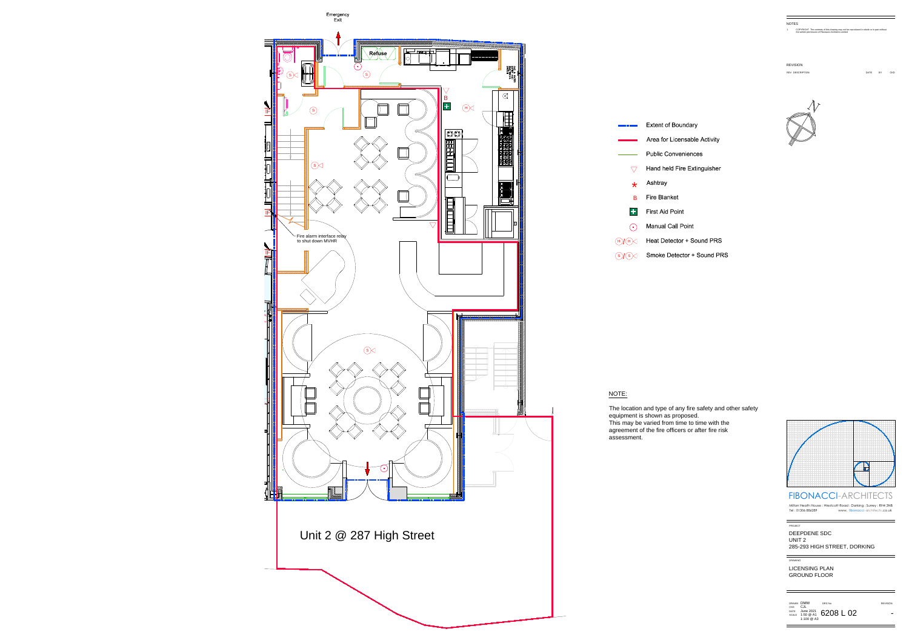Emergency Exit

Refuse

Fire alarm interface relay to shut down MVHR

Unit 2 @ 287 High Street

- Extent of Boundary
- Area for Licensable Activity
- Public Conveniences
- Hand held Fire Extinguisher
- Ashtray
- B Fire Blanket
- First Aid Point
- Manual Call Point
- Heat Detector + Sound PRS
- Smoke Detector + Sound PRS

NOTE:

The location and type of any fire safety and other safety equipment is shown as proposed.
This may be varied from time to time with the agreement of the fire officers or after fire risk assessment.

NOTES

1. COPYRIGHT: The contents of this drawing may not be reproduced in whole or in part without the written permission of Fibonacci Architects Limited

REVISION

| REV | DESCRIPTION | DATE | BY | CKD |
|---|---|---|---|---|

FIBONACCI-ARCHITECTS

Milton Heath House : Westcott Road : Dorking : Surrey : RH4 3NB
Tel : 01306 886289 www. fibonacci-architects.co.uk

PROJECT

DEEPDENE SDC
UNIT 2
285-293 HIGH STREET, DORKING

DRAWING

LICENSING PLAN
GROUND FLOOR

| DRAWN | DMM | DRG No | REVISION |
|---|---|---|---|
| CKD | CJL | | |
| DATE | June 2021 | 6208 L 02 | - |
| SCALE | 1:50 @ A1 1:100 @ A3 | | |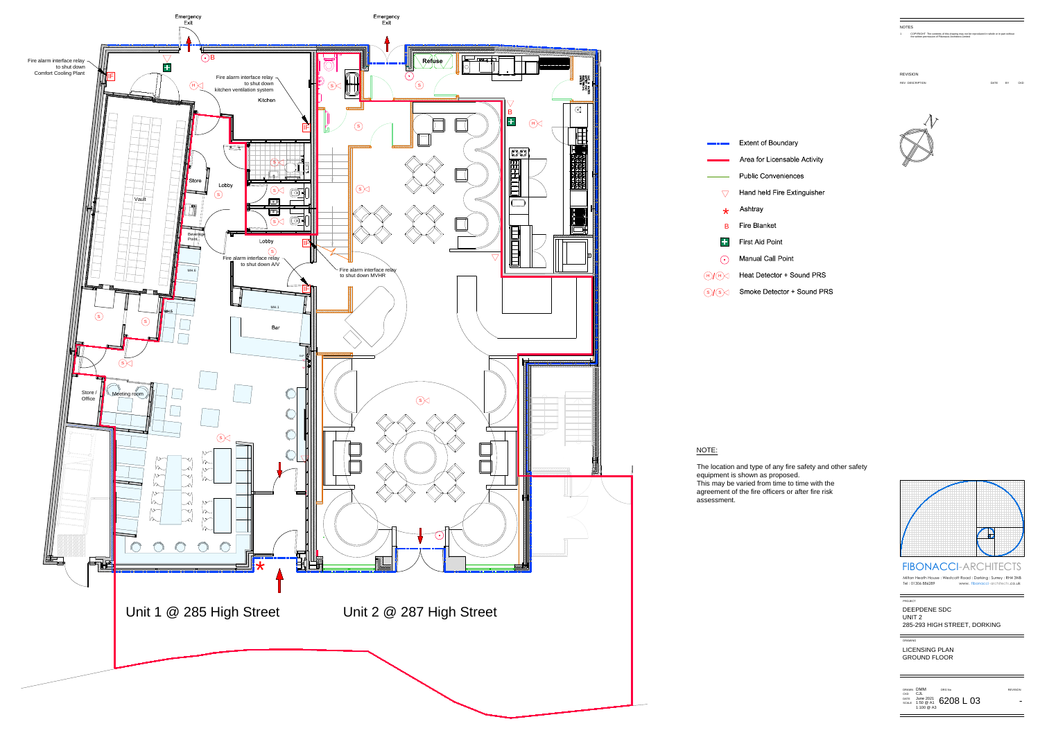Emergency Exit

Emergency Exit

Fire alarm interface relay to shut down Comfort Cooling Plant

Fire alarm interface relay to shut down kitchen ventilation system

Kitchen

Refuse

Store

Lobby

Vault

Beverage Point

Lobby

Fire alarm interface relay to shut down A/V

Fire alarm interface relay to shut down MVHR

Bar

Store / Office

Meeting room

Unit 1 @ 285 High Street

Unit 2 @ 287 High Street

## Legend

- Extent of Boundary
- Area for Licensable Activity
- Public Conveniences
- Hand held Fire Extinguisher
- Ashtray
- Fire Blanket
- First Aid Point
- Manual Call Point
- Heat Detector + Sound PRS
- Smoke Detector + Sound PRS

## NOTE:

The location and type of any fire safety and other safety equipment is shown as proposed.
This may be varied from time to time with the agreement of the fire officers or after fire risk assessment.

## NOTES

1. COPYRIGHT: The contents of this drawing may not be reproduced in whole or in part without the written permission of Fibonacci Architects Limited

## REVISION

| REV | DESCRIPTION | DATE | BY | CKD |
|---|---|---|---|---|

FIBONACCI-ARCHITECTS

Milton Heath House : Westcott Road : Dorking : Surrey : RH4 3NB
Tel : 01306 886289 www. fibonacci-architects.co.uk

PROJECT

DEEPDENE SDC
UNIT 2
285-293 HIGH STREET, DORKING

DRAWING

LICENSING PLAN
GROUND FLOOR

| DRAWN | DMM | DRG No | REVISION |
|---|---|---|---|
| CKD | CJL | 6208 L 03 | - |
| DATE | June 2021 | | |
| SCALE | 1:50 @ A1, 1:100 @ A3 | | |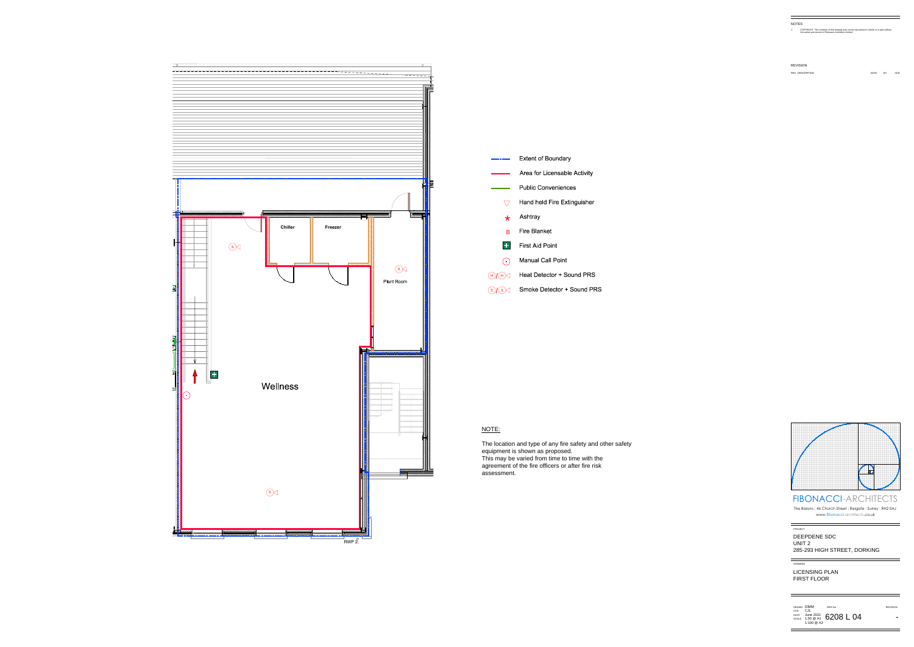Chiller

Freezer

Plant Room

Wellness

RWP 2.

Extent of Boundary

Area for Licensable Activity

Public Conveniences

Hand held Fire Extinguisher

Ashtray

B Fire Blanket

First Aid Point

Manual Call Point

Heat Detector + Sound PRS

Smoke Detector + Sound PRS

NOTE:

The location and type of any fire safety and other safety equipment is shown as proposed.
This may be varied from time to time with the agreement of the fire officers or after fire risk assessment.

NOTES

1. COPYRIGHT. The contents of this drawing may not be reproduced in whole or in part without the written permission of Fibonacci Architects Limited.

REVISION

REV DESCRIPTION DATE BY CKD

FIBONACCI-ARCHITECTS

The Barons : 46 Church Street : Reigate : Surrey : RH2 0AJ
www.fibonacci-architects.co.uk

PROJECT

DEEPDENE SDC
UNIT 2
285-293 HIGH STREET, DORKING

DRAWING

LICENSING PLAN
FIRST FLOOR

| | | | |
|---|---|---|---|
| DRAWN DMM | DRG No | | REVISION |
| CKD CJL | | | |
| DATE June 2021 | 6208 L 04 | | - |
| SCALE 1:50 @ A1 1:100 @ A3 | | | |